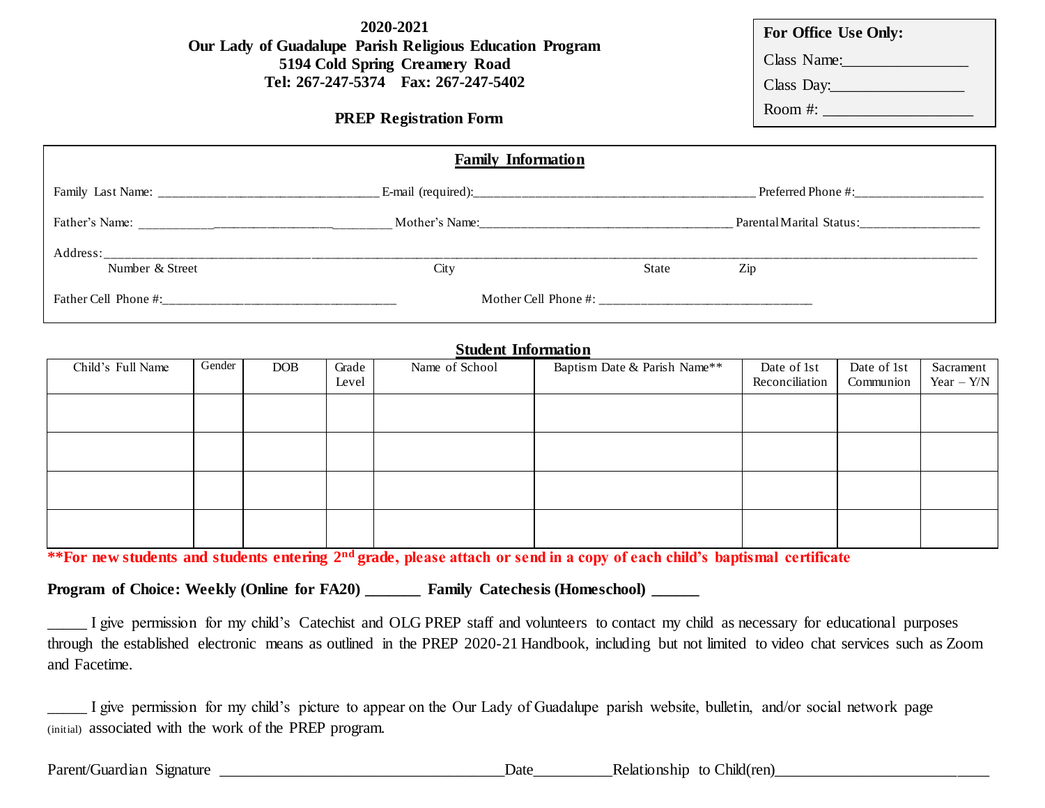**2020-2021**
**Our Lady of Guadalupe Parish Religious Education Program**
**5194 Cold Spring Creamery Road**
**Tel: 267-247-5374 Fax: 267-247-5402**

**PREP Registration Form**

**For Office Use Only:**

Class Name:_______________

Class Day:________________

Room #: __________________

## Family Information

Family Last Name: ________________________________ E-mail (required):____________________________________________ Preferred Phone #:___________________

Father's Name: ______________________________________________ Mother's Name:______________________________________ Parental Marital Status:_________________

Address:___________________________________________________________________________________________________________

Number & Street City State Zip

Father Cell Phone #:___________________________________ Mother Cell Phone #: ________________________________

## Student Information

| Child's Full Name | Gender | DOB | Grade Level | Name of School | Baptism Date & Parish Name** | Date of 1st Reconciliation | Date of 1st Communion | Sacrament Year – Y/N |
|---|---|---|---|---|---|---|---|---|
| | | | | | | | | |
| | | | | | | | | |
| | | | | | | | | |
| | | | | | | | | |

****For new students and students entering 2nd grade, please attach or send in a copy of each child's baptismal certificate**

**Program of Choice: Weekly (Online for FA20) _______ Family Catechesis (Homeschool) ______**

_____ I give permission for my child's Catechist and OLG PREP staff and volunteers to contact my child as necessary for educational purposes through the established electronic means as outlined in the PREP 2020-21 Handbook, including but not limited to video chat services such as Zoom and Facetime.

_____ I give permission for my child's picture to appear on the Our Lady of Guadalupe parish website, bulletin, and/or social network page (initial) associated with the work of the PREP program.

Parent/Guardian Signature ____________________________________Date__________Relationship to Child(ren)_________________________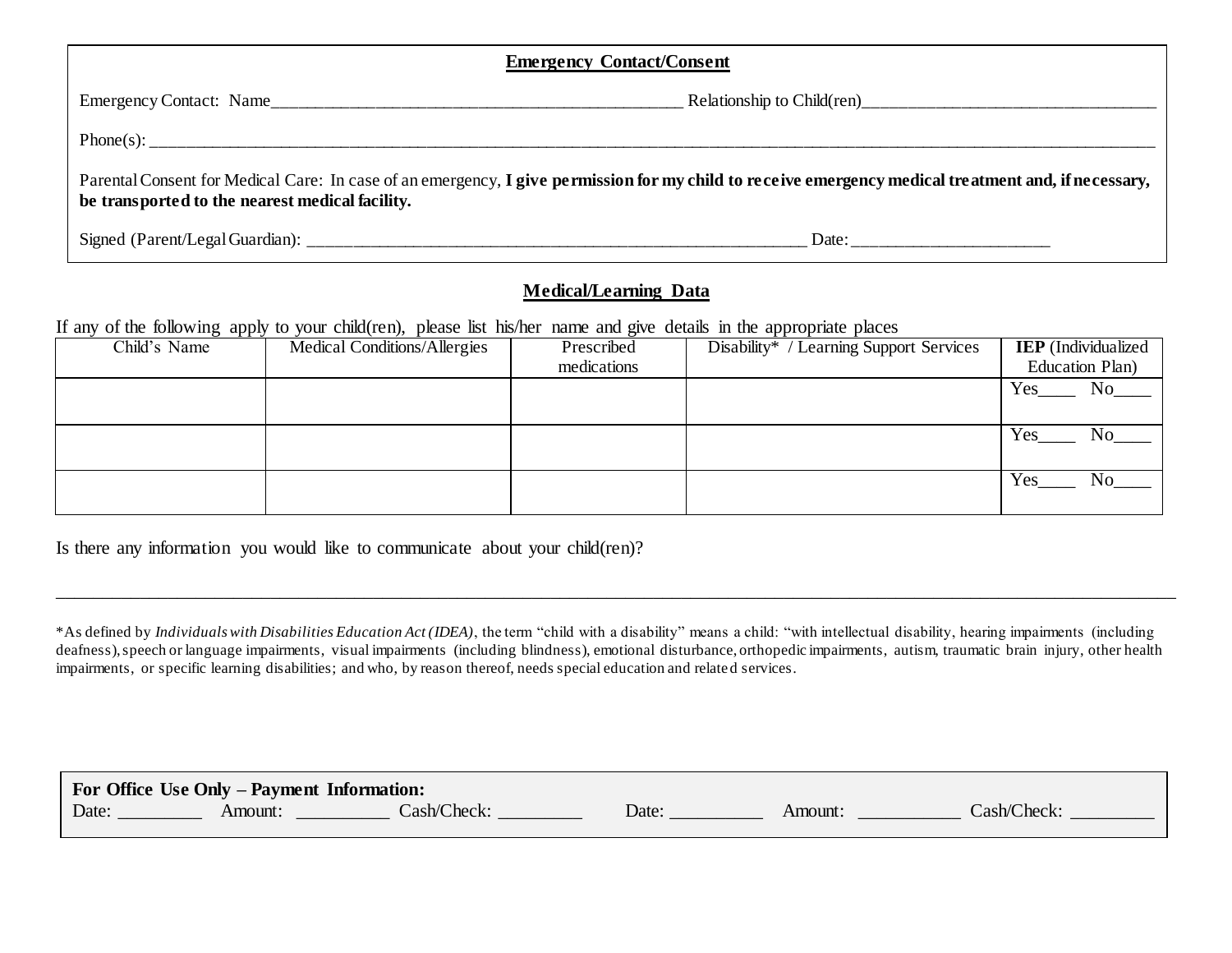## Emergency Contact/Consent

Emergency Contact: Name_________________________________________________ Relationship to Child(ren)__________________________________

Phone(s): ______________________________________________________________________________________________________________________

Parental Consent for Medical Care: In case of an emergency, **I give permission for my child to receive emergency medical treatment and, if necessary, be transported to the nearest medical facility.**

Signed (Parent/Legal Guardian): ___________________________________________________________ Date:______________________

## Medical/Learning Data

If any of the following apply to your child(ren), please list his/her name and give details in the appropriate places

| Child's Name | Medical Conditions/Allergies | Prescribed medications | Disability* / Learning Support Services | **IEP** (Individualized Education Plan) |
|---|---|---|---|---|
| | | | | Yes____ No____ |
| | | | | Yes____ No____ |
| | | | | Yes____ No____ |

Is there any information you would like to communicate about your child(ren)?

______________________________________________________________________________________________________________________

*As defined by *Individuals with Disabilities Education Act (IDEA)*, the term "child with a disability" means a child: "with intellectual disability, hearing impairments (including deafness), speech or language impairments, visual impairments (including blindness), emotional disturbance, orthopedic impairments, autism, traumatic brain injury, other health impairments, or specific learning disabilities; and who, by reason thereof, needs special education and related services.

**For Office Use Only – Payment Information:**
Date: _________ Amount: __________ Cash/Check: _________ Date: __________ Amount: ___________ Cash/Check: _________